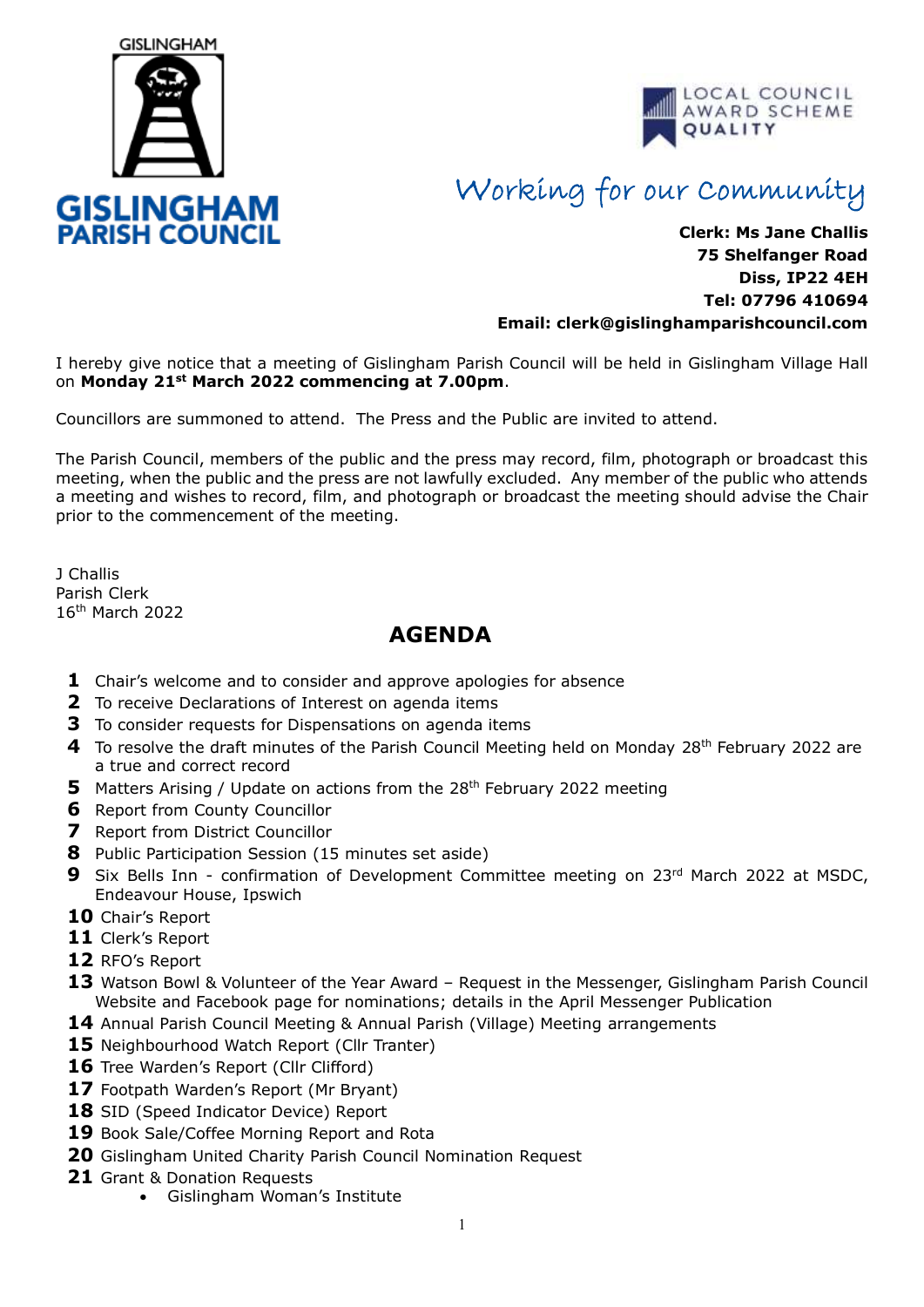GISLINGHAM

**GISLINGHAM PARISH COUNCIL**

LOCAL COUNCIL AWARD SCHEME QUALITY

*Working for our Community*

**Clerk: Ms Jane Challis**
**75 Shelfanger Road**
**Diss, IP22 4EH**
**Tel: 07796 410694**
**Email: clerk@gislinghamparishcouncil.com**

I hereby give notice that a meeting of Gislingham Parish Council will be held in Gislingham Village Hall on **Monday 21st March 2022 commencing at 7.00pm**.

Councillors are summoned to attend. The Press and the Public are invited to attend.

The Parish Council, members of the public and the press may record, film, photograph or broadcast this meeting, when the public and the press are not lawfully excluded. Any member of the public who attends a meeting and wishes to record, film, and photograph or broadcast the meeting should advise the Chair prior to the commencement of the meeting.

J Challis
Parish Clerk
16th March 2022

## AGENDA

1. Chair's welcome and to consider and approve apologies for absence
2. To receive Declarations of Interest on agenda items
3. To consider requests for Dispensations on agenda items
4. To resolve the draft minutes of the Parish Council Meeting held on Monday 28th February 2022 are a true and correct record
5. Matters Arising / Update on actions from the 28th February 2022 meeting
6. Report from County Councillor
7. Report from District Councillor
8. Public Participation Session (15 minutes set aside)
9. Six Bells Inn - confirmation of Development Committee meeting on 23rd March 2022 at MSDC, Endeavour House, Ipswich
10. Chair's Report
11. Clerk's Report
12. RFO's Report
13. Watson Bowl & Volunteer of the Year Award – Request in the Messenger, Gislingham Parish Council Website and Facebook page for nominations; details in the April Messenger Publication
14. Annual Parish Council Meeting & Annual Parish (Village) Meeting arrangements
15. Neighbourhood Watch Report (Cllr Tranter)
16. Tree Warden's Report (Cllr Clifford)
17. Footpath Warden's Report (Mr Bryant)
18. SID (Speed Indicator Device) Report
19. Book Sale/Coffee Morning Report and Rota
20. Gislingham United Charity Parish Council Nomination Request
21. Grant & Donation Requests
    - Gislingham Woman's Institute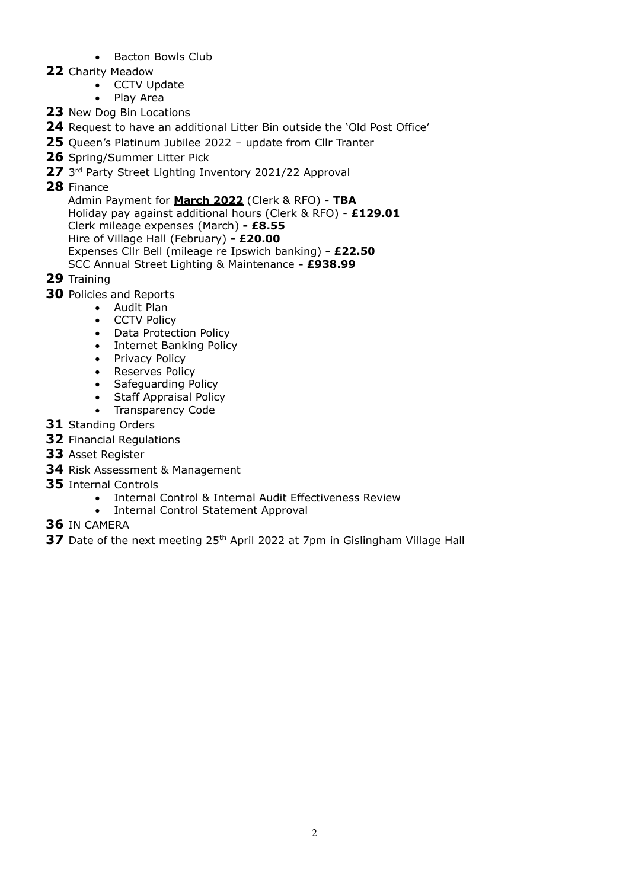- Bacton Bowls Club

**22** Charity Meadow

- CCTV Update
- Play Area

**23** New Dog Bin Locations

**24** Request to have an additional Litter Bin outside the 'Old Post Office'

**25** Queen's Platinum Jubilee 2022 – update from Cllr Tranter

**26** Spring/Summer Litter Pick

**27** 3rd Party Street Lighting Inventory 2021/22 Approval

**28** Finance

Admin Payment for **<u>March 2022</u>** (Clerk & RFO) - **TBA**
Holiday pay against additional hours (Clerk & RFO) - **£129.01**
Clerk mileage expenses (March) **- £8.55**
Hire of Village Hall (February) **- £20.00**
Expenses Cllr Bell (mileage re Ipswich banking) **- £22.50**
SCC Annual Street Lighting & Maintenance **- £938.99**

**29** Training

**30** Policies and Reports

- Audit Plan
- CCTV Policy
- Data Protection Policy
- Internet Banking Policy
- Privacy Policy
- Reserves Policy
- Safeguarding Policy
- Staff Appraisal Policy
- Transparency Code

**31** Standing Orders

**32** Financial Regulations

**33** Asset Register

**34** Risk Assessment & Management

**35** Internal Controls

- Internal Control & Internal Audit Effectiveness Review
- Internal Control Statement Approval

**36** IN CAMERA

**37** Date of the next meeting 25th April 2022 at 7pm in Gislingham Village Hall